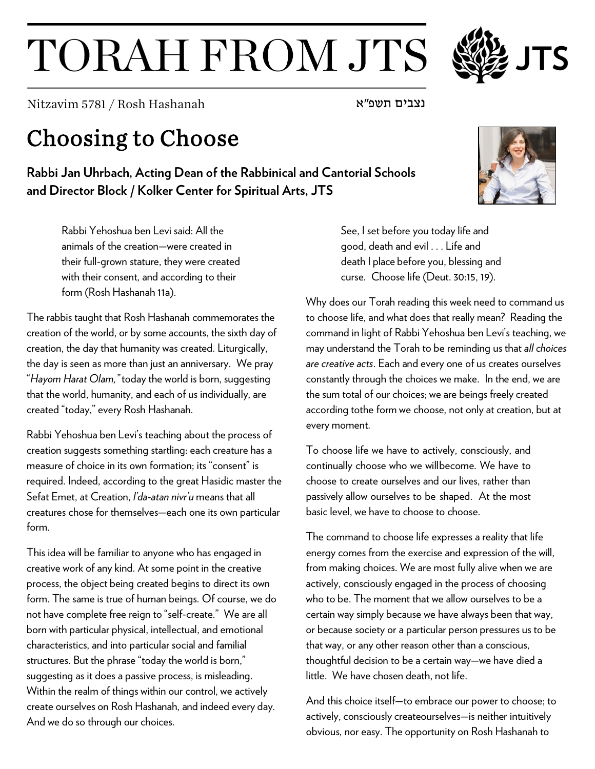# TORAH FROM JTS

Nitzavim 5781 / Rosh Hashanah נצבים תשפ״א

## Choosing to Choose

**Rabbi Jan Uhrbach, Acting Dean of the Rabbinical and Cantorial Schools and Director Block / Kolker Center for Spiritual Arts, JTS**

> Rabbi Yehoshua ben Levi said: All the animals of the creation—were created in their full-grown stature, they were created with their consent, and according to their form (Rosh Hashanah 11a).

The rabbis taught that Rosh Hashanah commemorates the creation of the world, or by some accounts, the sixth day of creation, the day that humanity was created. Liturgically, the day is seen as more than just an anniversary. We pray "*Hayom Harat Olam,"* today the world is born, suggesting that the world, humanity, and each of us individually, are created "today," every Rosh Hashanah.

Rabbi Yehoshua ben Levi's teaching about the process of creation suggests something startling: each creature has a measure of choice in its own formation; its "consent" is required. Indeed, according to the great Hasidic master the Sefat Emet, at Creation, *l'da-atan nivr'u* means that all creatures chose for themselves—each one its own particular form.

This idea will be familiar to anyone who has engaged in creative work of any kind. At some point in the creative process, the object being created begins to direct its own form. The same is true of human beings. Of course, we do not have complete free reign to "self-create." We are all born with particular physical, intellectual, and emotional characteristics, and into particular social and familial structures. But the phrase "today the world is born," suggesting as it does a passive process, is misleading. Within the realm of things within our control, we actively create ourselves on Rosh Hashanah, and indeed every day. And we do so through our choices.

> See, I set before you today life and good, death and evil . . . Life and death I place before you, blessing and curse. Choose life (Deut. 30:15, 19).

Why does our Torah reading this week need to command us to choose life, and what does that really mean? Reading the command in light of Rabbi Yehoshua ben Levi's teaching, we may understand the Torah to be reminding us that *all choices are creative acts*. Each and every one of us creates ourselves constantly through the choices we make. In the end, we are the sum total of our choices; we are beings freely created according tothe form we choose, not only at creation, but at every moment.

To choose life we have to actively, consciously, and continually choose who we willbecome. We have to choose to create ourselves and our lives, rather than passively allow ourselves to be shaped. At the most basic level, we have to choose to choose.

The command to choose life expresses a reality that life energy comes from the exercise and expression of the will, from making choices. We are most fully alive when we are actively, consciously engaged in the process of choosing who to be. The moment that we allow ourselves to be a certain way simply because we have always been that way, or because society or a particular person pressures us to be that way, or any other reason other than a conscious, thoughtful decision to be a certain way—we have died a little. We have chosen death, not life.

And this choice itself—to embrace our power to choose; to actively, consciously createourselves—is neither intuitively obvious, nor easy. The opportunity on Rosh Hashanah to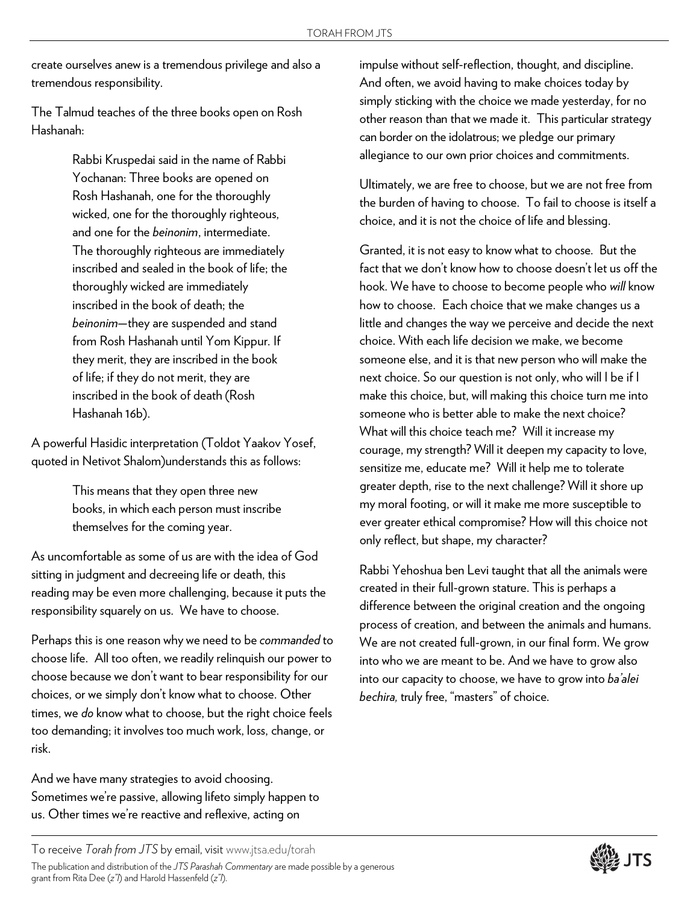create ourselves anew is a tremendous privilege and also a tremendous responsibility.

The Talmud teaches of the three books open on Rosh Hashanah:

> Rabbi Kruspedai said in the name of Rabbi Yochanan: Three books are opened on Rosh Hashanah, one for the thoroughly wicked, one for the thoroughly righteous, and one for the *beinonim*, intermediate. The thoroughly righteous are immediately inscribed and sealed in the book of life; the thoroughly wicked are immediately inscribed in the book of death; the *beinonim*—they are suspended and stand from Rosh Hashanah until Yom Kippur. If they merit, they are inscribed in the book of life; if they do not merit, they are inscribed in the book of death (Rosh Hashanah 16b).

A powerful Hasidic interpretation (Toldot Yaakov Yosef, quoted in Netivot Shalom)understands this as follows:

> This means that they open three new books, in which each person must inscribe themselves for the coming year.

As uncomfortable as some of us are with the idea of God sitting in judgment and decreeing life or death, this reading may be even more challenging, because it puts the responsibility squarely on us. We have to choose.

Perhaps this is one reason why we need to be *commanded* to choose life. All too often, we readily relinquish our power to choose because we don't want to bear responsibility for our choices, or we simply don't know what to choose. Other times, we *do* know what to choose, but the right choice feels too demanding; it involves too much work, loss, change, or risk.

And we have many strategies to avoid choosing. Sometimes we're passive, allowing lifeto simply happen to us. Other times we're reactive and reflexive, acting on impulse without self-reflection, thought, and discipline. And often, we avoid having to make choices today by simply sticking with the choice we made yesterday, for no other reason than that we made it. This particular strategy can border on the idolatrous; we pledge our primary allegiance to our own prior choices and commitments.

Ultimately, we are free to choose, but we are not free from the burden of having to choose. To fail to choose is itself a choice, and it is not the choice of life and blessing.

Granted, it is not easy to know what to choose. But the fact that we don't know how to choose doesn't let us off the hook. We have to choose to become people who *will* know how to choose. Each choice that we make changes us a little and changes the way we perceive and decide the next choice. With each life decision we make, we become someone else, and it is that new person who will make the next choice. So our question is not only, who will I be if I make this choice, but, will making this choice turn me into someone who is better able to make the next choice? What will this choice teach me? Will it increase my courage, my strength? Will it deepen my capacity to love, sensitize me, educate me? Will it help me to tolerate greater depth, rise to the next challenge? Will it shore up my moral footing, or will it make me more susceptible to ever greater ethical compromise? How will this choice not only reflect, but shape, my character?

Rabbi Yehoshua ben Levi taught that all the animals were created in their full-grown stature. This is perhaps a difference between the original creation and the ongoing process of creation, and between the animals and humans. We are not created full-grown, in our final form. We grow into who we are meant to be. And we have to grow also into our capacity to choose, we have to grow into *ba'alei bechira,* truly free, "masters" of choice.

To receive *Torah from JTS* by email, visit www.jtsa.edu/torah

The publication and distribution of the *JTS Parashah Commentary* are made possible by a generous grant from Rita Dee (*z"l*) and Harold Hassenfeld (*z"l*).